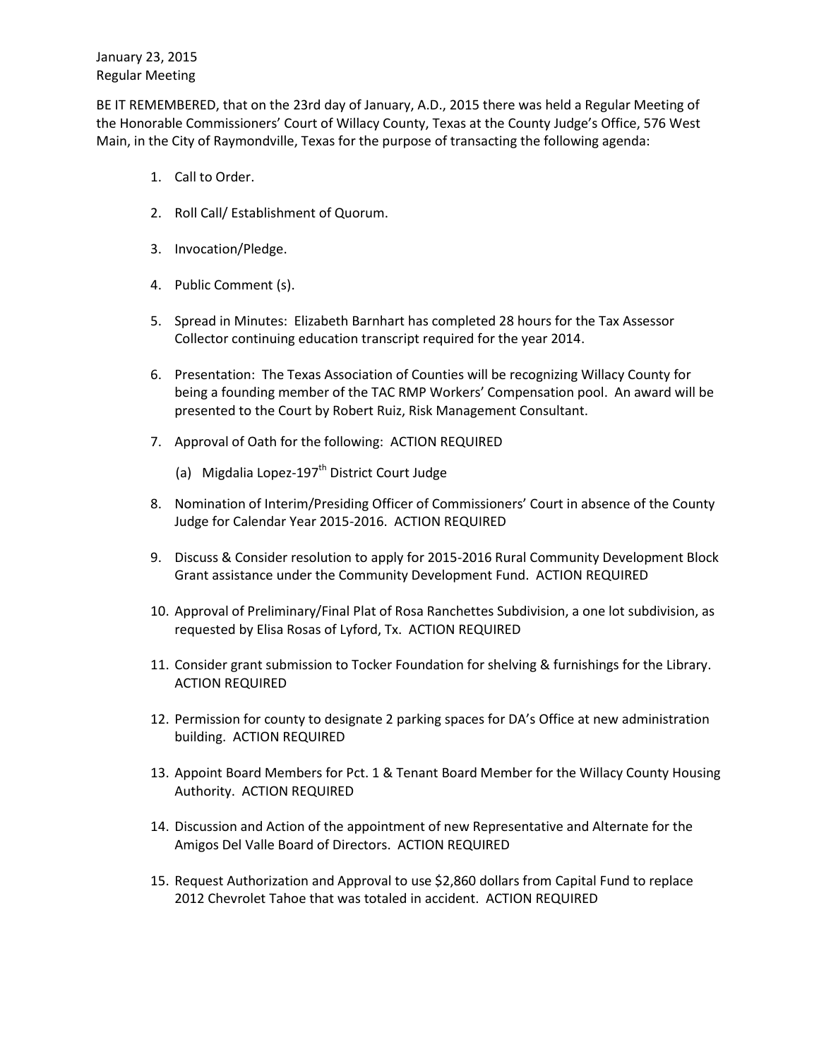January 23, 2015
Regular Meeting

BE IT REMEMBERED, that on the 23rd day of January, A.D., 2015 there was held a Regular Meeting of the Honorable Commissioners' Court of Willacy County, Texas at the County Judge's Office, 576 West Main, in the City of Raymondville, Texas for the purpose of transacting the following agenda:

1. Call to Order.

2. Roll Call/ Establishment of Quorum.

3. Invocation/Pledge.

4. Public Comment (s).

5. Spread in Minutes: Elizabeth Barnhart has completed 28 hours for the Tax Assessor Collector continuing education transcript required for the year 2014.

6. Presentation: The Texas Association of Counties will be recognizing Willacy County for being a founding member of the TAC RMP Workers' Compensation pool. An award will be presented to the Court by Robert Ruiz, Risk Management Consultant.

7. Approval of Oath for the following: ACTION REQUIRED

   (a) Migdalia Lopez-197th District Court Judge

8. Nomination of Interim/Presiding Officer of Commissioners' Court in absence of the County Judge for Calendar Year 2015-2016. ACTION REQUIRED

9. Discuss & Consider resolution to apply for 2015-2016 Rural Community Development Block Grant assistance under the Community Development Fund. ACTION REQUIRED

10. Approval of Preliminary/Final Plat of Rosa Ranchettes Subdivision, a one lot subdivision, as requested by Elisa Rosas of Lyford, Tx. ACTION REQUIRED

11. Consider grant submission to Tocker Foundation for shelving & furnishings for the Library. ACTION REQUIRED

12. Permission for county to designate 2 parking spaces for DA's Office at new administration building. ACTION REQUIRED

13. Appoint Board Members for Pct. 1 & Tenant Board Member for the Willacy County Housing Authority. ACTION REQUIRED

14. Discussion and Action of the appointment of new Representative and Alternate for the Amigos Del Valle Board of Directors. ACTION REQUIRED

15. Request Authorization and Approval to use $2,860 dollars from Capital Fund to replace 2012 Chevrolet Tahoe that was totaled in accident. ACTION REQUIRED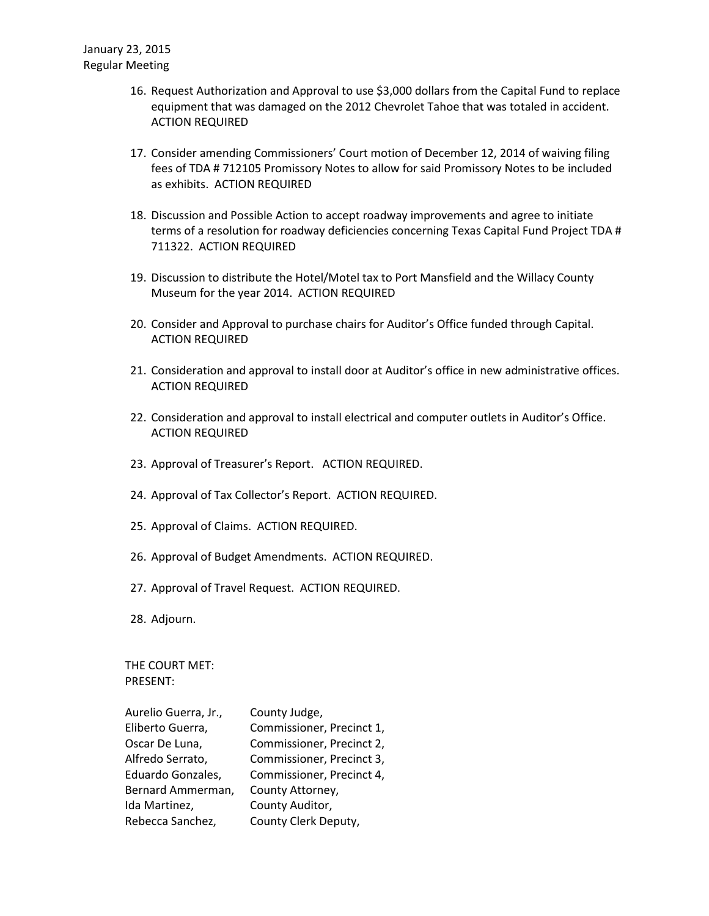16. Request Authorization and Approval to use $3,000 dollars from the Capital Fund to replace equipment that was damaged on the 2012 Chevrolet Tahoe that was totaled in accident. ACTION REQUIRED

17. Consider amending Commissioners' Court motion of December 12, 2014 of waiving filing fees of TDA # 712105 Promissory Notes to allow for said Promissory Notes to be included as exhibits. ACTION REQUIRED

18. Discussion and Possible Action to accept roadway improvements and agree to initiate terms of a resolution for roadway deficiencies concerning Texas Capital Fund Project TDA # 711322. ACTION REQUIRED

19. Discussion to distribute the Hotel/Motel tax to Port Mansfield and the Willacy County Museum for the year 2014. ACTION REQUIRED

20. Consider and Approval to purchase chairs for Auditor's Office funded through Capital. ACTION REQUIRED

21. Consideration and approval to install door at Auditor's office in new administrative offices. ACTION REQUIRED

22. Consideration and approval to install electrical and computer outlets in Auditor's Office. ACTION REQUIRED

23. Approval of Treasurer's Report. ACTION REQUIRED.

24. Approval of Tax Collector's Report. ACTION REQUIRED.

25. Approval of Claims. ACTION REQUIRED.

26. Approval of Budget Amendments. ACTION REQUIRED.

27. Approval of Travel Request. ACTION REQUIRED.

28. Adjourn.

THE COURT MET:
PRESENT:

| | |
|---|---|
| Aurelio Guerra, Jr., | County Judge, |
| Eliberto Guerra, | Commissioner, Precinct 1, |
| Oscar De Luna, | Commissioner, Precinct 2, |
| Alfredo Serrato, | Commissioner, Precinct 3, |
| Eduardo Gonzales, | Commissioner, Precinct 4, |
| Bernard Ammerman, | County Attorney, |
| Ida Martinez, | County Auditor, |
| Rebecca Sanchez, | County Clerk Deputy, |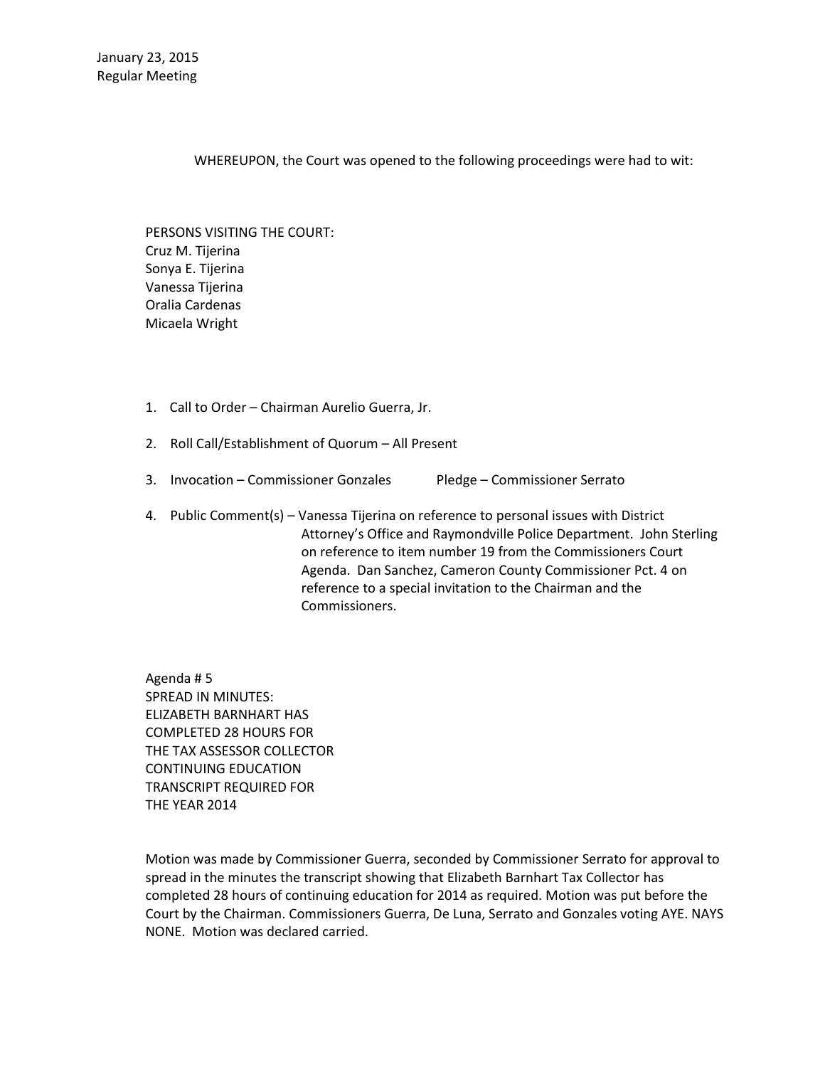January 23, 2015
Regular Meeting

WHEREUPON, the Court was opened to the following proceedings were had to wit:

PERSONS VISITING THE COURT:
Cruz M. Tijerina
Sonya E. Tijerina
Vanessa Tijerina
Oralia Cardenas
Micaela Wright

1. Call to Order – Chairman Aurelio Guerra, Jr.

2. Roll Call/Establishment of Quorum – All Present

3. Invocation – Commissioner Gonzales Pledge – Commissioner Serrato

4. Public Comment(s) – Vanessa Tijerina on reference to personal issues with District Attorney's Office and Raymondville Police Department. John Sterling on reference to item number 19 from the Commissioners Court Agenda. Dan Sanchez, Cameron County Commissioner Pct. 4 on reference to a special invitation to the Chairman and the Commissioners.

Agenda # 5
SPREAD IN MINUTES:
ELIZABETH BARNHART HAS
COMPLETED 28 HOURS FOR
THE TAX ASSESSOR COLLECTOR
CONTINUING EDUCATION
TRANSCRIPT REQUIRED FOR
THE YEAR 2014

Motion was made by Commissioner Guerra, seconded by Commissioner Serrato for approval to spread in the minutes the transcript showing that Elizabeth Barnhart Tax Collector has completed 28 hours of continuing education for 2014 as required. Motion was put before the Court by the Chairman. Commissioners Guerra, De Luna, Serrato and Gonzales voting AYE. NAYS NONE. Motion was declared carried.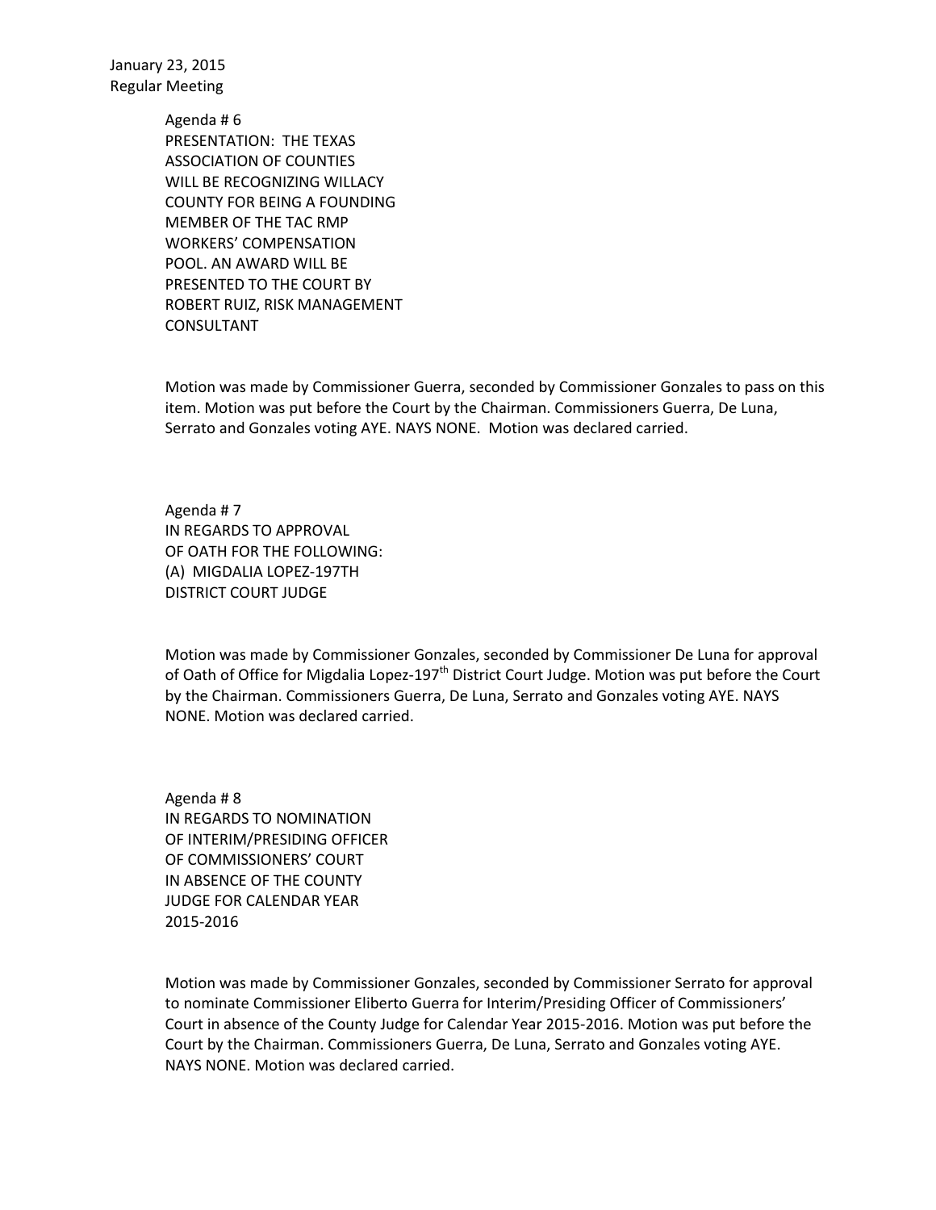January 23, 2015
Regular Meeting

Agenda # 6
PRESENTATION: THE TEXAS ASSOCIATION OF COUNTIES WILL BE RECOGNIZING WILLACY COUNTY FOR BEING A FOUNDING MEMBER OF THE TAC RMP WORKERS' COMPENSATION POOL. AN AWARD WILL BE PRESENTED TO THE COURT BY ROBERT RUIZ, RISK MANAGEMENT CONSULTANT

Motion was made by Commissioner Guerra, seconded by Commissioner Gonzales to pass on this item. Motion was put before the Court by the Chairman. Commissioners Guerra, De Luna, Serrato and Gonzales voting AYE. NAYS NONE. Motion was declared carried.

Agenda # 7
IN REGARDS TO APPROVAL OF OATH FOR THE FOLLOWING:
(A) MIGDALIA LOPEZ-197TH DISTRICT COURT JUDGE

Motion was made by Commissioner Gonzales, seconded by Commissioner De Luna for approval of Oath of Office for Migdalia Lopez-197th District Court Judge. Motion was put before the Court by the Chairman. Commissioners Guerra, De Luna, Serrato and Gonzales voting AYE. NAYS NONE. Motion was declared carried.

Agenda # 8
IN REGARDS TO NOMINATION OF INTERIM/PRESIDING OFFICER OF COMMISSIONERS' COURT IN ABSENCE OF THE COUNTY JUDGE FOR CALENDAR YEAR 2015-2016

Motion was made by Commissioner Gonzales, seconded by Commissioner Serrato for approval to nominate Commissioner Eliberto Guerra for Interim/Presiding Officer of Commissioners' Court in absence of the County Judge for Calendar Year 2015-2016. Motion was put before the Court by the Chairman. Commissioners Guerra, De Luna, Serrato and Gonzales voting AYE. NAYS NONE. Motion was declared carried.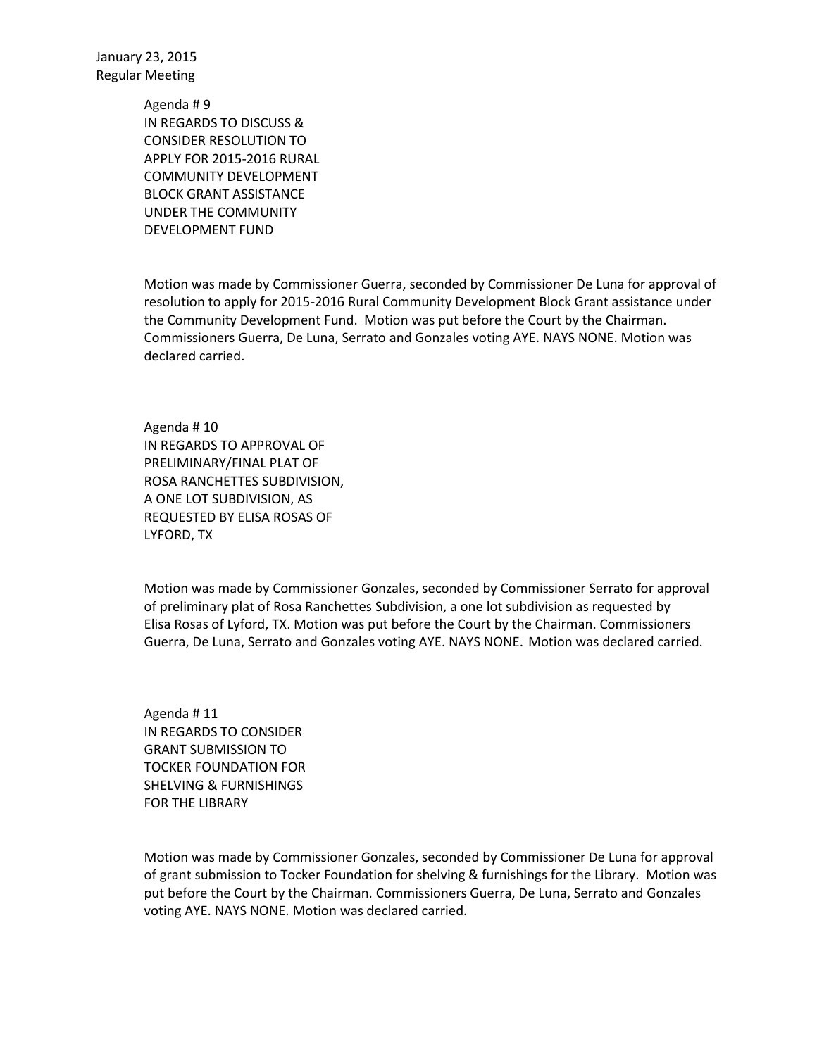January 23, 2015
Regular Meeting

Agenda # 9
IN REGARDS TO DISCUSS &
CONSIDER RESOLUTION TO
APPLY FOR 2015-2016 RURAL
COMMUNITY DEVELOPMENT
BLOCK GRANT ASSISTANCE
UNDER THE COMMUNITY
DEVELOPMENT FUND

Motion was made by Commissioner Guerra, seconded by Commissioner De Luna for approval of resolution to apply for 2015-2016 Rural Community Development Block Grant assistance under the Community Development Fund. Motion was put before the Court by the Chairman. Commissioners Guerra, De Luna, Serrato and Gonzales voting AYE. NAYS NONE. Motion was declared carried.

Agenda # 10
IN REGARDS TO APPROVAL OF
PRELIMINARY/FINAL PLAT OF
ROSA RANCHETTES SUBDIVISION,
A ONE LOT SUBDIVISION, AS
REQUESTED BY ELISA ROSAS OF
LYFORD, TX

Motion was made by Commissioner Gonzales, seconded by Commissioner Serrato for approval of preliminary plat of Rosa Ranchettes Subdivision, a one lot subdivision as requested by Elisa Rosas of Lyford, TX. Motion was put before the Court by the Chairman. Commissioners Guerra, De Luna, Serrato and Gonzales voting AYE. NAYS NONE. Motion was declared carried.

Agenda # 11
IN REGARDS TO CONSIDER
GRANT SUBMISSION TO
TOCKER FOUNDATION FOR
SHELVING & FURNISHINGS
FOR THE LIBRARY

Motion was made by Commissioner Gonzales, seconded by Commissioner De Luna for approval of grant submission to Tocker Foundation for shelving & furnishings for the Library. Motion was put before the Court by the Chairman. Commissioners Guerra, De Luna, Serrato and Gonzales voting AYE. NAYS NONE. Motion was declared carried.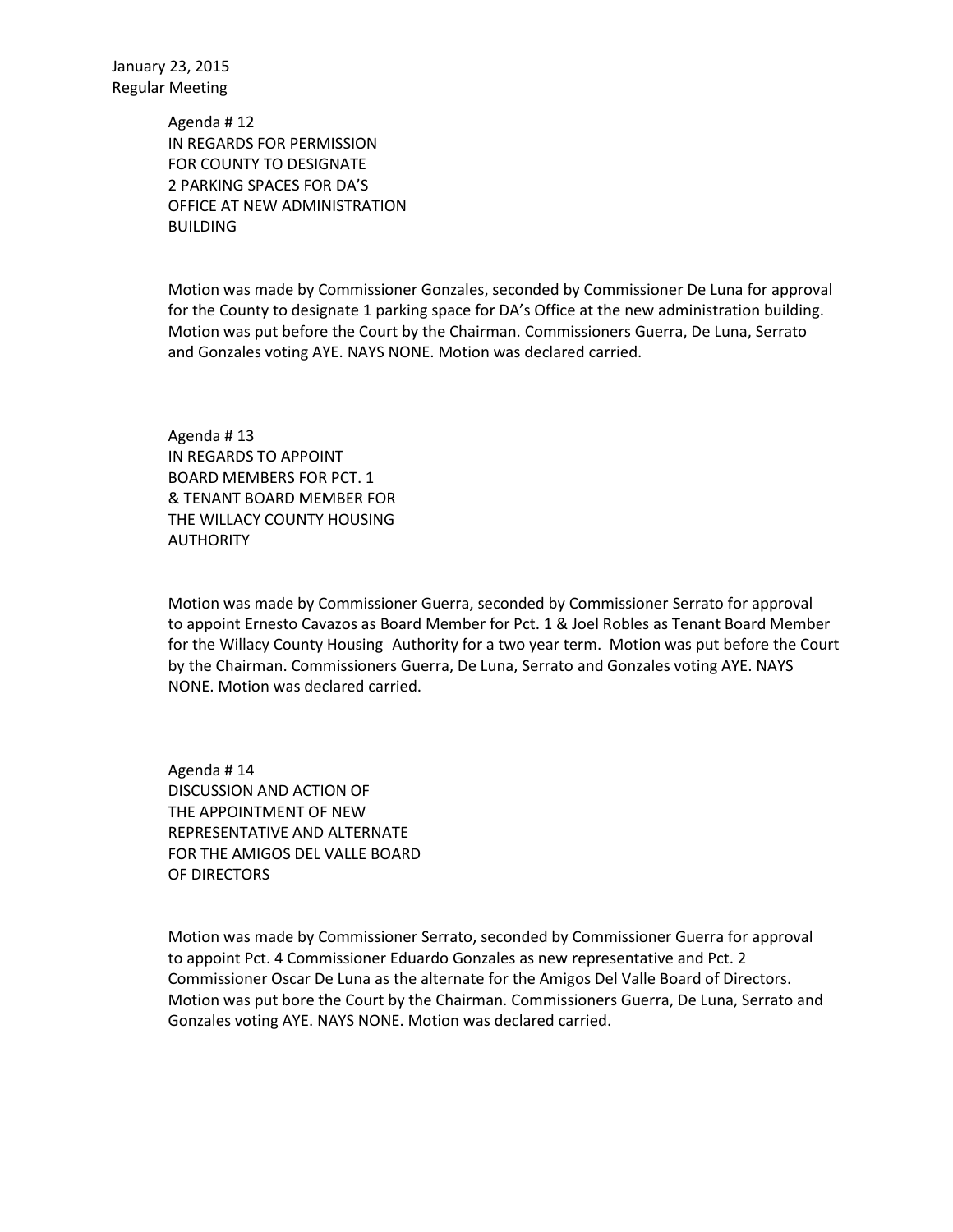January 23, 2015
Regular Meeting

Agenda # 12
IN REGARDS FOR PERMISSION
FOR COUNTY TO DESIGNATE
2 PARKING SPACES FOR DA'S
OFFICE AT NEW ADMINISTRATION
BUILDING

Motion was made by Commissioner Gonzales, seconded by Commissioner De Luna for approval for the County to designate 1 parking space for DA's Office at the new administration building. Motion was put before the Court by the Chairman. Commissioners Guerra, De Luna, Serrato and Gonzales voting AYE. NAYS NONE. Motion was declared carried.

Agenda # 13
IN REGARDS TO APPOINT
BOARD MEMBERS FOR PCT. 1
& TENANT BOARD MEMBER FOR
THE WILLACY COUNTY HOUSING
AUTHORITY

Motion was made by Commissioner Guerra, seconded by Commissioner Serrato for approval to appoint Ernesto Cavazos as Board Member for Pct. 1 & Joel Robles as Tenant Board Member for the Willacy County Housing Authority for a two year term. Motion was put before the Court by the Chairman. Commissioners Guerra, De Luna, Serrato and Gonzales voting AYE. NAYS NONE. Motion was declared carried.

Agenda # 14
DISCUSSION AND ACTION OF
THE APPOINTMENT OF NEW
REPRESENTATIVE AND ALTERNATE
FOR THE AMIGOS DEL VALLE BOARD
OF DIRECTORS

Motion was made by Commissioner Serrato, seconded by Commissioner Guerra for approval to appoint Pct. 4 Commissioner Eduardo Gonzales as new representative and Pct. 2 Commissioner Oscar De Luna as the alternate for the Amigos Del Valle Board of Directors. Motion was put bore the Court by the Chairman. Commissioners Guerra, De Luna, Serrato and Gonzales voting AYE. NAYS NONE. Motion was declared carried.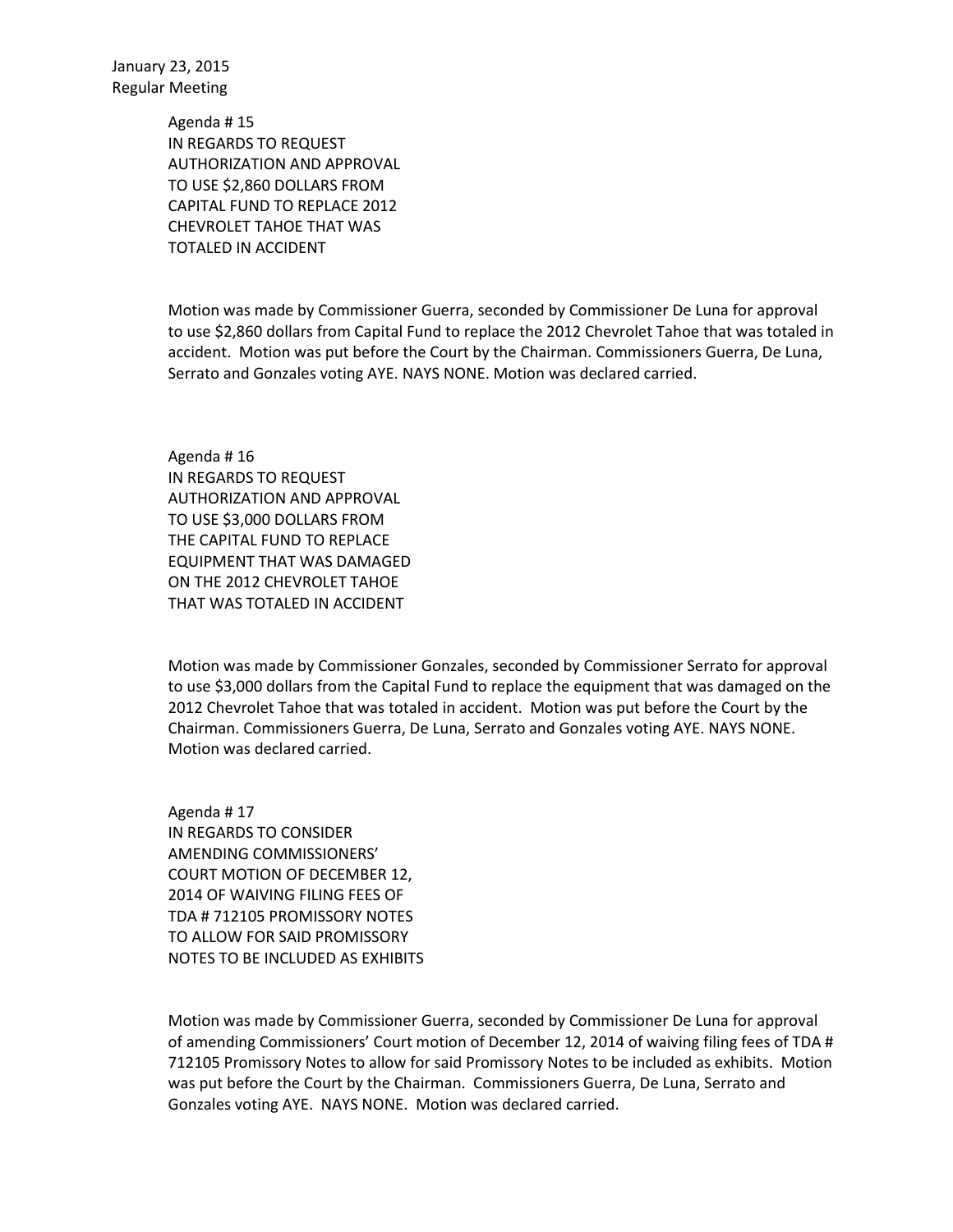January 23, 2015
Regular Meeting

Agenda # 15
IN REGARDS TO REQUEST
AUTHORIZATION AND APPROVAL
TO USE $2,860 DOLLARS FROM
CAPITAL FUND TO REPLACE 2012
CHEVROLET TAHOE THAT WAS
TOTALED IN ACCIDENT

Motion was made by Commissioner Guerra, seconded by Commissioner De Luna for approval to use $2,860 dollars from Capital Fund to replace the 2012 Chevrolet Tahoe that was totaled in accident. Motion was put before the Court by the Chairman. Commissioners Guerra, De Luna, Serrato and Gonzales voting AYE. NAYS NONE. Motion was declared carried.

Agenda # 16
IN REGARDS TO REQUEST
AUTHORIZATION AND APPROVAL
TO USE $3,000 DOLLARS FROM
THE CAPITAL FUND TO REPLACE
EQUIPMENT THAT WAS DAMAGED
ON THE 2012 CHEVROLET TAHOE
THAT WAS TOTALED IN ACCIDENT

Motion was made by Commissioner Gonzales, seconded by Commissioner Serrato for approval to use $3,000 dollars from the Capital Fund to replace the equipment that was damaged on the 2012 Chevrolet Tahoe that was totaled in accident. Motion was put before the Court by the Chairman. Commissioners Guerra, De Luna, Serrato and Gonzales voting AYE. NAYS NONE. Motion was declared carried.

Agenda # 17
IN REGARDS TO CONSIDER
AMENDING COMMISSIONERS'
COURT MOTION OF DECEMBER 12,
2014 OF WAIVING FILING FEES OF
TDA # 712105 PROMISSORY NOTES
TO ALLOW FOR SAID PROMISSORY
NOTES TO BE INCLUDED AS EXHIBITS

Motion was made by Commissioner Guerra, seconded by Commissioner De Luna for approval of amending Commissioners' Court motion of December 12, 2014 of waiving filing fees of TDA # 712105 Promissory Notes to allow for said Promissory Notes to be included as exhibits. Motion was put before the Court by the Chairman. Commissioners Guerra, De Luna, Serrato and Gonzales voting AYE. NAYS NONE. Motion was declared carried.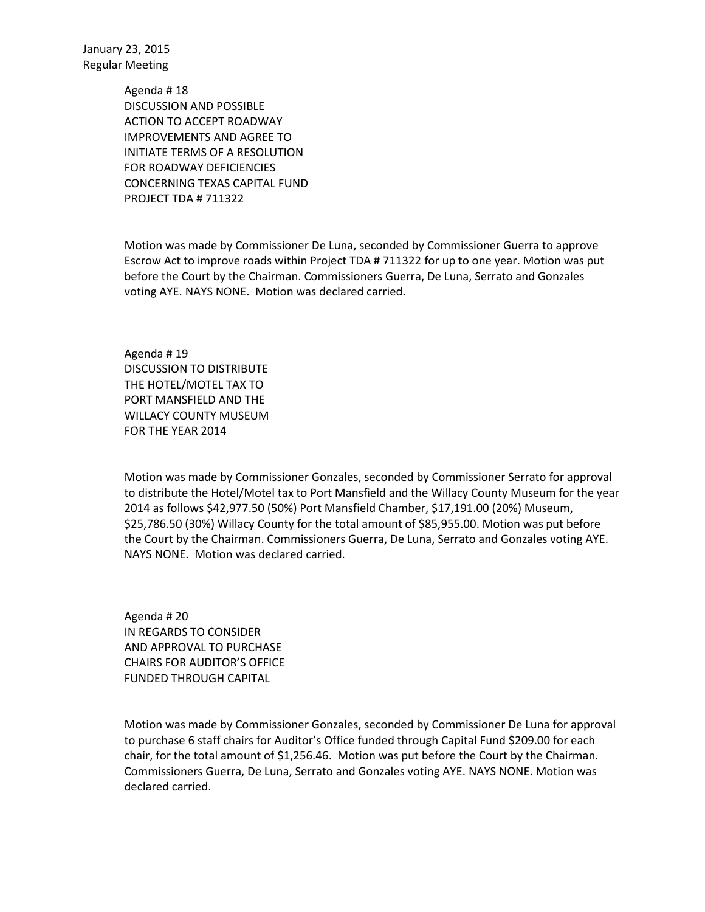January 23, 2015
Regular Meeting

Agenda # 18
DISCUSSION AND POSSIBLE
ACTION TO ACCEPT ROADWAY
IMPROVEMENTS AND AGREE TO
INITIATE TERMS OF A RESOLUTION
FOR ROADWAY DEFICIENCIES
CONCERNING TEXAS CAPITAL FUND
PROJECT TDA # 711322

Motion was made by Commissioner De Luna, seconded by Commissioner Guerra to approve Escrow Act to improve roads within Project TDA # 711322 for up to one year. Motion was put before the Court by the Chairman. Commissioners Guerra, De Luna, Serrato and Gonzales voting AYE. NAYS NONE. Motion was declared carried.

Agenda # 19
DISCUSSION TO DISTRIBUTE
THE HOTEL/MOTEL TAX TO
PORT MANSFIELD AND THE
WILLACY COUNTY MUSEUM
FOR THE YEAR 2014

Motion was made by Commissioner Gonzales, seconded by Commissioner Serrato for approval to distribute the Hotel/Motel tax to Port Mansfield and the Willacy County Museum for the year 2014 as follows $42,977.50 (50%) Port Mansfield Chamber, $17,191.00 (20%) Museum, $25,786.50 (30%) Willacy County for the total amount of $85,955.00. Motion was put before the Court by the Chairman. Commissioners Guerra, De Luna, Serrato and Gonzales voting AYE. NAYS NONE. Motion was declared carried.

Agenda # 20
IN REGARDS TO CONSIDER
AND APPROVAL TO PURCHASE
CHAIRS FOR AUDITOR'S OFFICE
FUNDED THROUGH CAPITAL

Motion was made by Commissioner Gonzales, seconded by Commissioner De Luna for approval to purchase 6 staff chairs for Auditor's Office funded through Capital Fund $209.00 for each chair, for the total amount of $1,256.46. Motion was put before the Court by the Chairman. Commissioners Guerra, De Luna, Serrato and Gonzales voting AYE. NAYS NONE. Motion was declared carried.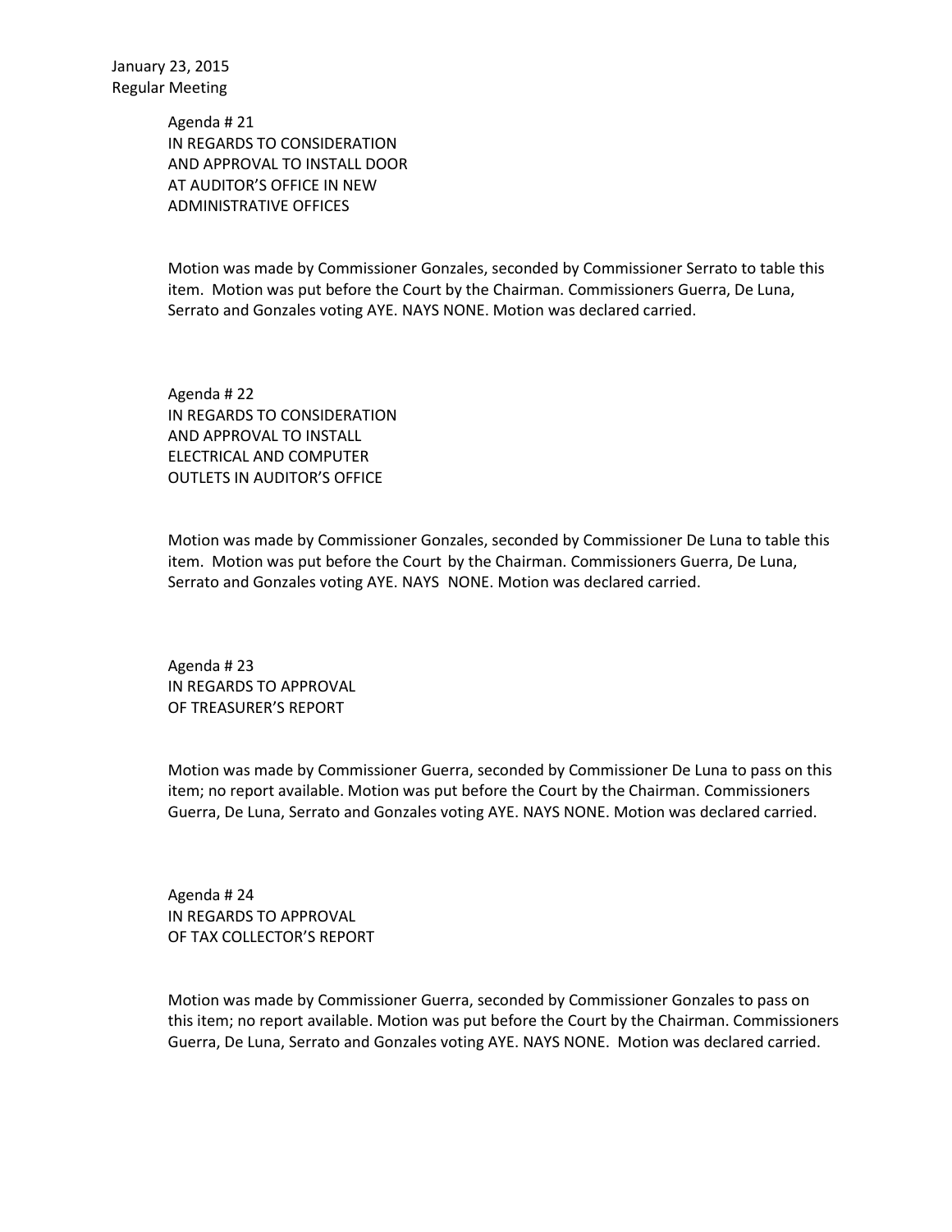January 23, 2015
Regular Meeting

Agenda # 21
IN REGARDS TO CONSIDERATION
AND APPROVAL TO INSTALL DOOR
AT AUDITOR'S OFFICE IN NEW
ADMINISTRATIVE OFFICES

Motion was made by Commissioner Gonzales, seconded by Commissioner Serrato to table this item. Motion was put before the Court by the Chairman. Commissioners Guerra, De Luna, Serrato and Gonzales voting AYE. NAYS NONE. Motion was declared carried.

Agenda # 22
IN REGARDS TO CONSIDERATION
AND APPROVAL TO INSTALL
ELECTRICAL AND COMPUTER
OUTLETS IN AUDITOR'S OFFICE

Motion was made by Commissioner Gonzales, seconded by Commissioner De Luna to table this item. Motion was put before the Court by the Chairman. Commissioners Guerra, De Luna, Serrato and Gonzales voting AYE. NAYS NONE. Motion was declared carried.

Agenda # 23
IN REGARDS TO APPROVAL
OF TREASURER'S REPORT

Motion was made by Commissioner Guerra, seconded by Commissioner De Luna to pass on this item; no report available. Motion was put before the Court by the Chairman. Commissioners Guerra, De Luna, Serrato and Gonzales voting AYE. NAYS NONE. Motion was declared carried.

Agenda # 24
IN REGARDS TO APPROVAL
OF TAX COLLECTOR'S REPORT

Motion was made by Commissioner Guerra, seconded by Commissioner Gonzales to pass on this item; no report available. Motion was put before the Court by the Chairman. Commissioners Guerra, De Luna, Serrato and Gonzales voting AYE. NAYS NONE. Motion was declared carried.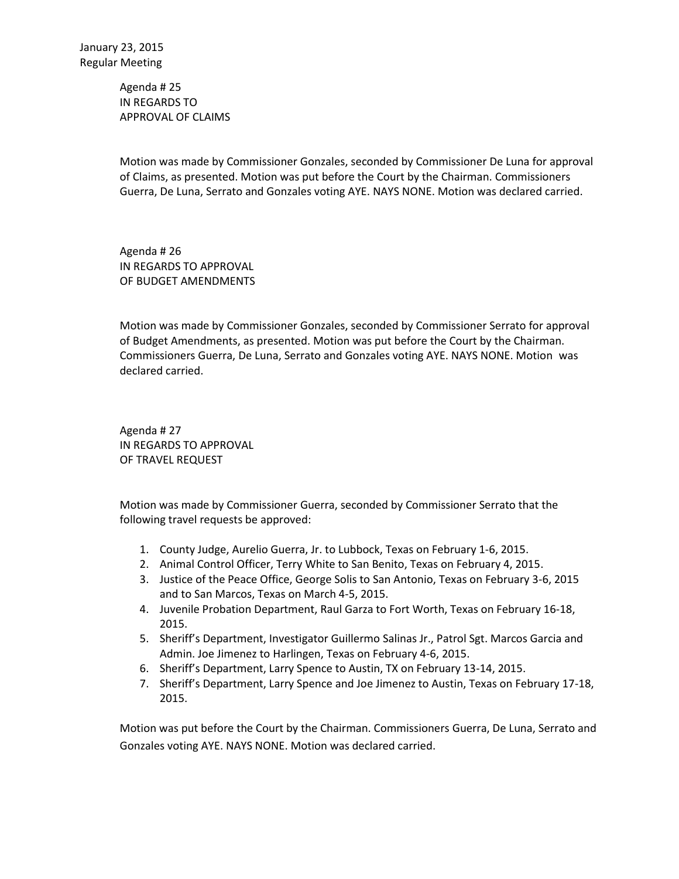January 23, 2015
Regular Meeting

Agenda # 25
IN REGARDS TO
APPROVAL OF CLAIMS

Motion was made by Commissioner Gonzales, seconded by Commissioner De Luna for approval of Claims, as presented. Motion was put before the Court by the Chairman. Commissioners Guerra, De Luna, Serrato and Gonzales voting AYE. NAYS NONE. Motion was declared carried.

Agenda # 26
IN REGARDS TO APPROVAL
OF BUDGET AMENDMENTS

Motion was made by Commissioner Gonzales, seconded by Commissioner Serrato for approval of Budget Amendments, as presented. Motion was put before the Court by the Chairman. Commissioners Guerra, De Luna, Serrato and Gonzales voting AYE. NAYS NONE. Motion was declared carried.

Agenda # 27
IN REGARDS TO APPROVAL
OF TRAVEL REQUEST

Motion was made by Commissioner Guerra, seconded by Commissioner Serrato that the following travel requests be approved:

1. County Judge, Aurelio Guerra, Jr. to Lubbock, Texas on February 1-6, 2015.
2. Animal Control Officer, Terry White to San Benito, Texas on February 4, 2015.
3. Justice of the Peace Office, George Solis to San Antonio, Texas on February 3-6, 2015 and to San Marcos, Texas on March 4-5, 2015.
4. Juvenile Probation Department, Raul Garza to Fort Worth, Texas on February 16-18, 2015.
5. Sheriff's Department, Investigator Guillermo Salinas Jr., Patrol Sgt. Marcos Garcia and Admin. Joe Jimenez to Harlingen, Texas on February 4-6, 2015.
6. Sheriff's Department, Larry Spence to Austin, TX on February 13-14, 2015.
7. Sheriff's Department, Larry Spence and Joe Jimenez to Austin, Texas on February 17-18, 2015.

Motion was put before the Court by the Chairman. Commissioners Guerra, De Luna, Serrato and Gonzales voting AYE. NAYS NONE. Motion was declared carried.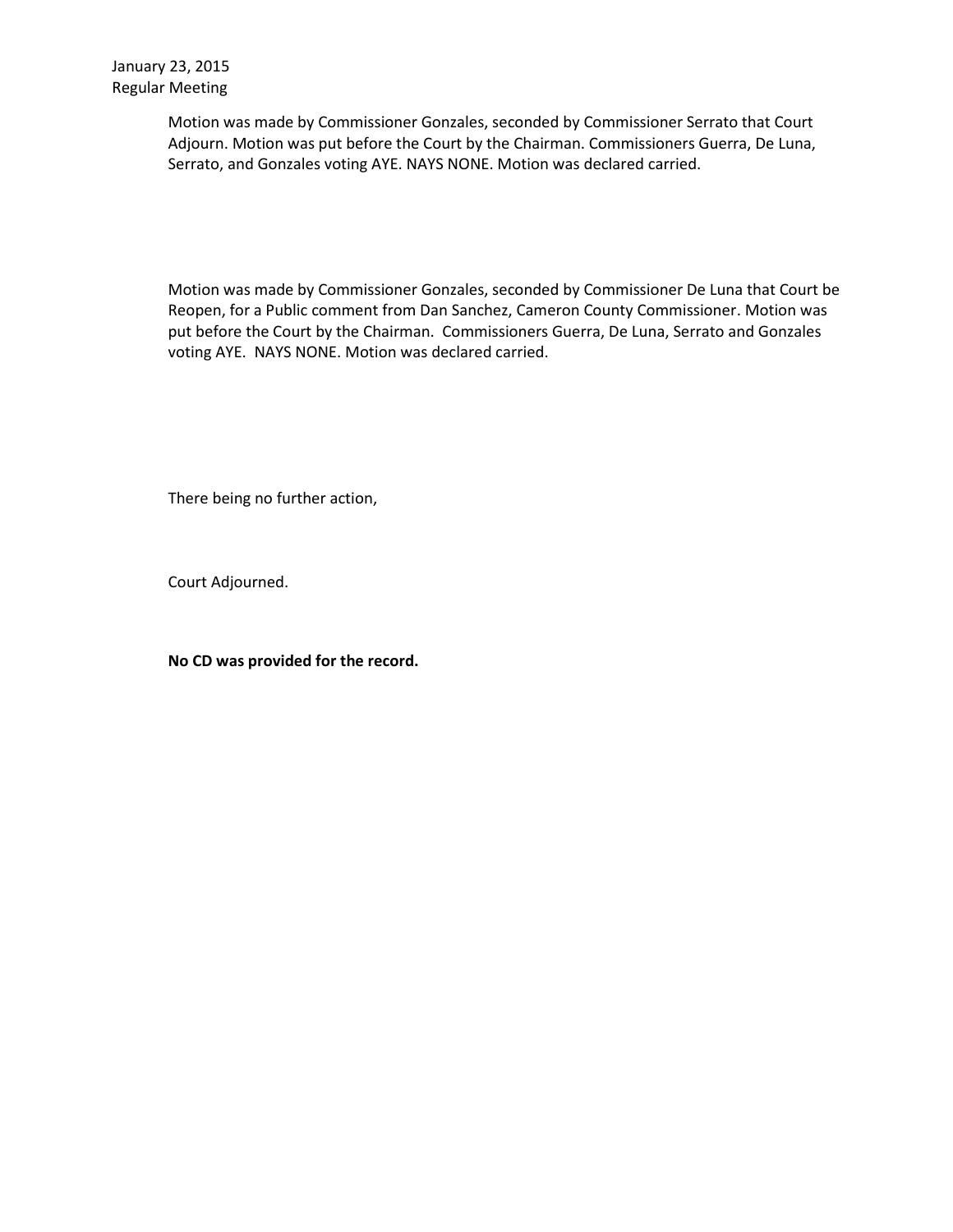Motion was made by Commissioner Gonzales, seconded by Commissioner Serrato that Court Adjourn. Motion was put before the Court by the Chairman. Commissioners Guerra, De Luna, Serrato, and Gonzales voting AYE. NAYS NONE. Motion was declared carried.

Motion was made by Commissioner Gonzales, seconded by Commissioner De Luna that Court be Reopen, for a Public comment from Dan Sanchez, Cameron County Commissioner. Motion was put before the Court by the Chairman. Commissioners Guerra, De Luna, Serrato and Gonzales voting AYE. NAYS NONE. Motion was declared carried.

There being no further action,

Court Adjourned.

**No CD was provided for the record.**